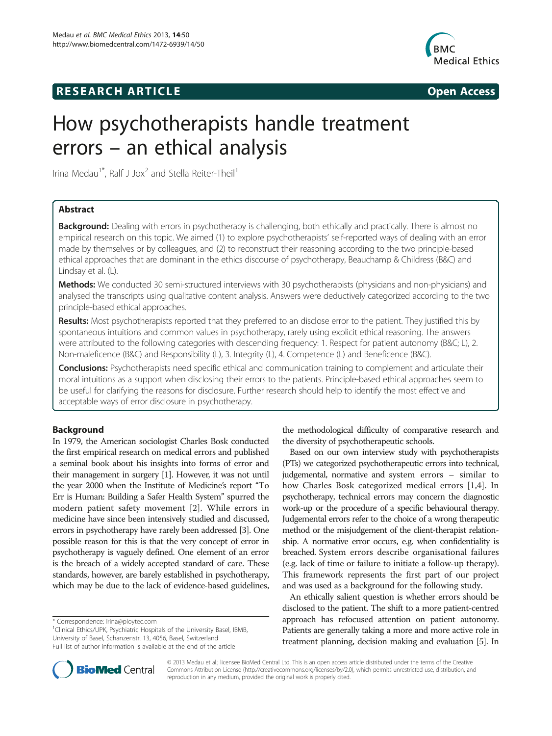**RESEARCH ARTICLE** **Open Access**

# How psychotherapists handle treatment errors – an ethical analysis

Irina Medau[1*], Ralf J Jox[2] and Stella Reiter-Theil[1]

## Abstract

**Background:** Dealing with errors in psychotherapy is challenging, both ethically and practically. There is almost no empirical research on this topic. We aimed (1) to explore psychotherapists' self-reported ways of dealing with an error made by themselves or by colleagues, and (2) to reconstruct their reasoning according to the two principle-based ethical approaches that are dominant in the ethics discourse of psychotherapy, Beauchamp & Childress (B&C) and Lindsay et al. (L).

**Methods:** We conducted 30 semi-structured interviews with 30 psychotherapists (physicians and non-physicians) and analysed the transcripts using qualitative content analysis. Answers were deductively categorized according to the two principle-based ethical approaches.

**Results:** Most psychotherapists reported that they preferred to an disclose error to the patient. They justified this by spontaneous intuitions and common values in psychotherapy, rarely using explicit ethical reasoning. The answers were attributed to the following categories with descending frequency: 1. Respect for patient autonomy (B&C; L), 2. Non-maleficence (B&C) and Responsibility (L), 3. Integrity (L), 4. Competence (L) and Beneficence (B&C).

**Conclusions:** Psychotherapists need specific ethical and communication training to complement and articulate their moral intuitions as a support when disclosing their errors to the patients. Principle-based ethical approaches seem to be useful for clarifying the reasons for disclosure. Further research should help to identify the most effective and acceptable ways of error disclosure in psychotherapy.

## Background

In 1979, the American sociologist Charles Bosk conducted the first empirical research on medical errors and published a seminal book about his insights into forms of error and their management in surgery [1]. However, it was not until the year 2000 when the Institute of Medicine's report "To Err is Human: Building a Safer Health System" spurred the modern patient safety movement [2]. While errors in medicine have since been intensively studied and discussed, errors in psychotherapy have rarely been addressed [3]. One possible reason for this is that the very concept of error in psychotherapy is vaguely defined. One element of an error is the breach of a widely accepted standard of care. These standards, however, are barely established in psychotherapy, which may be due to the lack of evidence-based guidelines, the methodological difficulty of comparative research and the diversity of psychotherapeutic schools.

Based on our own interview study with psychotherapists (PTs) we categorized psychotherapeutic errors into technical, judgemental, normative and system errors – similar to how Charles Bosk categorized medical errors [1,4]. In psychotherapy, technical errors may concern the diagnostic work-up or the procedure of a specific behavioural therapy. Judgemental errors refer to the choice of a wrong therapeutic method or the misjudgement of the client-therapist relationship. A normative error occurs, e.g. when confidentiality is breached. System errors describe organisational failures (e.g. lack of time or failure to initiate a follow-up therapy). This framework represents the first part of our project and was used as a background for the following study.

An ethically salient question is whether errors should be disclosed to the patient. The shift to a more patient-centred approach has refocused attention on patient autonomy. Patients are generally taking a more and more active role in treatment planning, decision making and evaluation [5]. In

\* Correspondence: Irina@ploytec.com
[1]Clinical Ethics/UPK, Psychiatric Hospitals of the University Basel, IBMB, University of Basel, Schanzenstr. 13, 4056, Basel, Switzerland
Full list of author information is available at the end of the article

© 2013 Medau et al.; licensee BioMed Central Ltd. This is an open access article distributed under the terms of the Creative Commons Attribution License (http://creativecommons.org/licenses/by/2.0), which permits unrestricted use, distribution, and reproduction in any medium, provided the original work is properly cited.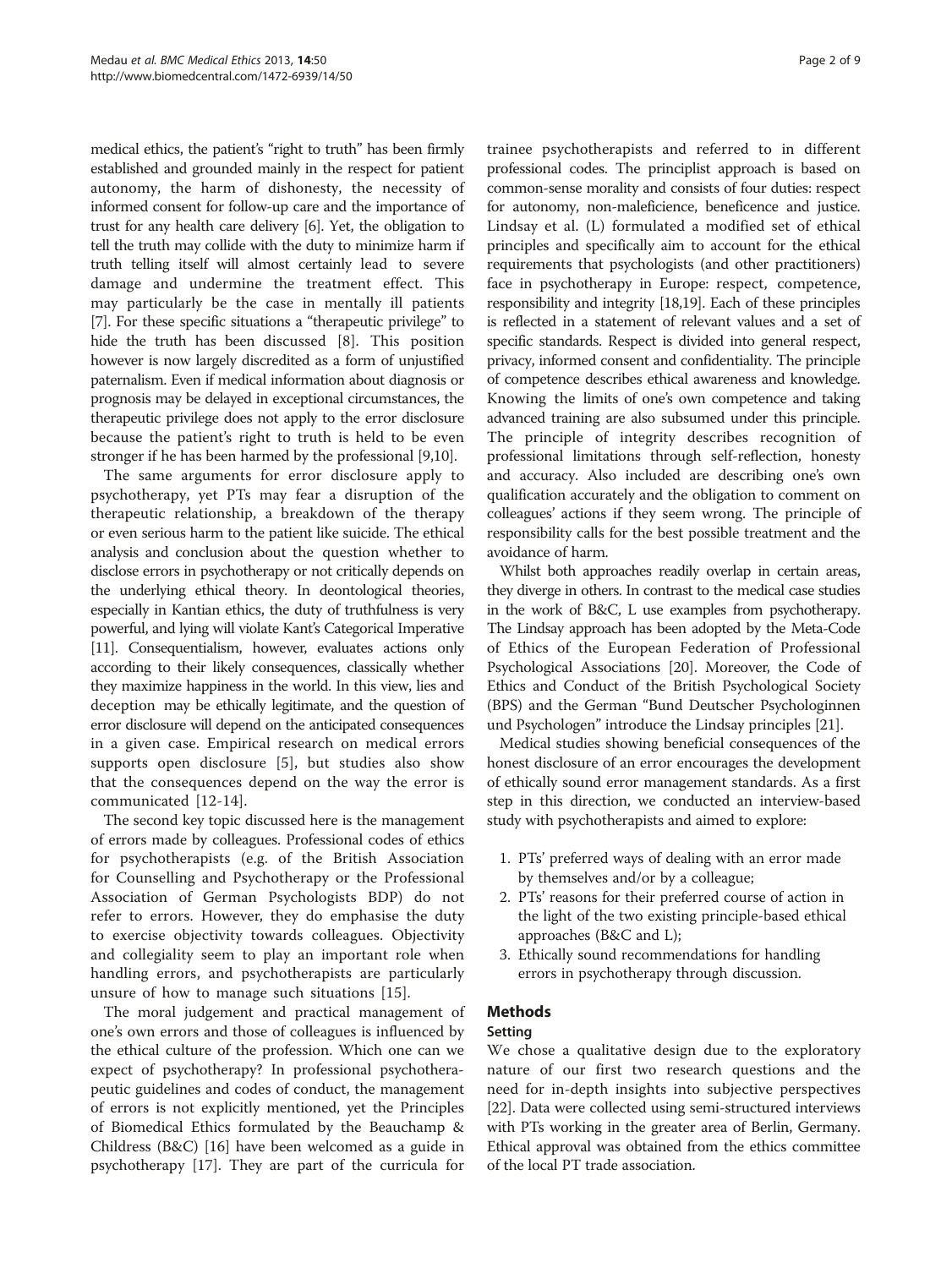medical ethics, the patient's "right to truth" has been firmly established and grounded mainly in the respect for patient autonomy, the harm of dishonesty, the necessity of informed consent for follow-up care and the importance of trust for any health care delivery [6]. Yet, the obligation to tell the truth may collide with the duty to minimize harm if truth telling itself will almost certainly lead to severe damage and undermine the treatment effect. This may particularly be the case in mentally ill patients [7]. For these specific situations a "therapeutic privilege" to hide the truth has been discussed [8]. This position however is now largely discredited as a form of unjustified paternalism. Even if medical information about diagnosis or prognosis may be delayed in exceptional circumstances, the therapeutic privilege does not apply to the error disclosure because the patient's right to truth is held to be even stronger if he has been harmed by the professional [9,10].

The same arguments for error disclosure apply to psychotherapy, yet PTs may fear a disruption of the therapeutic relationship, a breakdown of the therapy or even serious harm to the patient like suicide. The ethical analysis and conclusion about the question whether to disclose errors in psychotherapy or not critically depends on the underlying ethical theory. In deontological theories, especially in Kantian ethics, the duty of truthfulness is very powerful, and lying will violate Kant's Categorical Imperative [11]. Consequentialism, however, evaluates actions only according to their likely consequences, classically whether they maximize happiness in the world. In this view, lies and deception may be ethically legitimate, and the question of error disclosure will depend on the anticipated consequences in a given case. Empirical research on medical errors supports open disclosure [5], but studies also show that the consequences depend on the way the error is communicated [12-14].

The second key topic discussed here is the management of errors made by colleagues. Professional codes of ethics for psychotherapists (e.g. of the British Association for Counselling and Psychotherapy or the Professional Association of German Psychologists BDP) do not refer to errors. However, they do emphasise the duty to exercise objectivity towards colleagues. Objectivity and collegiality seem to play an important role when handling errors, and psychotherapists are particularly unsure of how to manage such situations [15].

The moral judgement and practical management of one's own errors and those of colleagues is influenced by the ethical culture of the profession. Which one can we expect of psychotherapy? In professional psychotherapeutic guidelines and codes of conduct, the management of errors is not explicitly mentioned, yet the Principles of Biomedical Ethics formulated by the Beauchamp & Childress (B&C) [16] have been welcomed as a guide in psychotherapy [17]. They are part of the curricula for trainee psychotherapists and referred to in different professional codes. The principlist approach is based on common-sense morality and consists of four duties: respect for autonomy, non-maleficience, beneficence and justice. Lindsay et al. (L) formulated a modified set of ethical principles and specifically aim to account for the ethical requirements that psychologists (and other practitioners) face in psychotherapy in Europe: respect, competence, responsibility and integrity [18,19]. Each of these principles is reflected in a statement of relevant values and a set of specific standards. Respect is divided into general respect, privacy, informed consent and confidentiality. The principle of competence describes ethical awareness and knowledge. Knowing the limits of one's own competence and taking advanced training are also subsumed under this principle. The principle of integrity describes recognition of professional limitations through self-reflection, honesty and accuracy. Also included are describing one's own qualification accurately and the obligation to comment on colleagues' actions if they seem wrong. The principle of responsibility calls for the best possible treatment and the avoidance of harm.

Whilst both approaches readily overlap in certain areas, they diverge in others. In contrast to the medical case studies in the work of B&C, L use examples from psychotherapy. The Lindsay approach has been adopted by the Meta-Code of Ethics of the European Federation of Professional Psychological Associations [20]. Moreover, the Code of Ethics and Conduct of the British Psychological Society (BPS) and the German "Bund Deutscher Psychologinnen und Psychologen" introduce the Lindsay principles [21].

Medical studies showing beneficial consequences of the honest disclosure of an error encourages the development of ethically sound error management standards. As a first step in this direction, we conducted an interview-based study with psychotherapists and aimed to explore:

1. PTs' preferred ways of dealing with an error made by themselves and/or by a colleague;
2. PTs' reasons for their preferred course of action in the light of the two existing principle-based ethical approaches (B&C and L);
3. Ethically sound recommendations for handling errors in psychotherapy through discussion.

## Methods

### Setting

We chose a qualitative design due to the exploratory nature of our first two research questions and the need for in-depth insights into subjective perspectives [22]. Data were collected using semi-structured interviews with PTs working in the greater area of Berlin, Germany. Ethical approval was obtained from the ethics committee of the local PT trade association.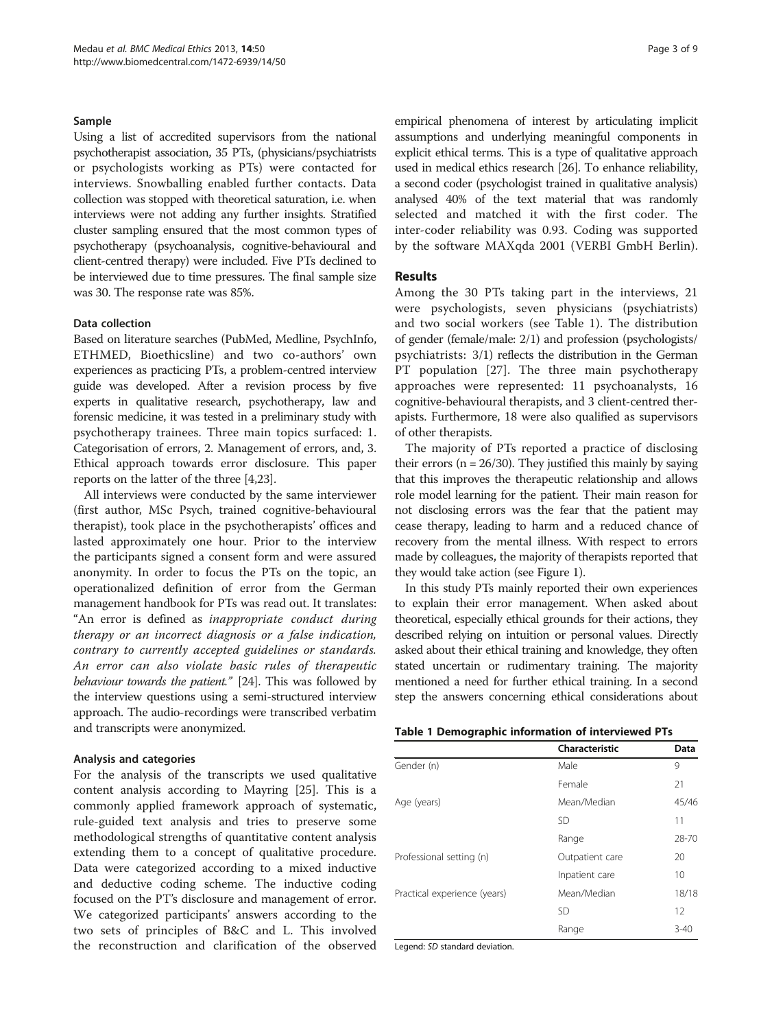### Sample

Using a list of accredited supervisors from the national psychotherapist association, 35 PTs, (physicians/psychiatrists or psychologists working as PTs) were contacted for interviews. Snowballing enabled further contacts. Data collection was stopped with theoretical saturation, i.e. when interviews were not adding any further insights. Stratified cluster sampling ensured that the most common types of psychotherapy (psychoanalysis, cognitive-behavioural and client-centred therapy) were included. Five PTs declined to be interviewed due to time pressures. The final sample size was 30. The response rate was 85%.

### Data collection

Based on literature searches (PubMed, Medline, PsychInfo, ETHMED, Bioethicsline) and two co-authors' own experiences as practicing PTs, a problem-centred interview guide was developed. After a revision process by five experts in qualitative research, psychotherapy, law and forensic medicine, it was tested in a preliminary study with psychotherapy trainees. Three main topics surfaced: 1. Categorisation of errors, 2. Management of errors, and, 3. Ethical approach towards error disclosure. This paper reports on the latter of the three [4,23].

All interviews were conducted by the same interviewer (first author, MSc Psych, trained cognitive-behavioural therapist), took place in the psychotherapists' offices and lasted approximately one hour. Prior to the interview the participants signed a consent form and were assured anonymity. In order to focus the PTs on the topic, an operationalized definition of error from the German management handbook for PTs was read out. It translates: "An error is defined as *inappropriate conduct during therapy or an incorrect diagnosis or a false indication, contrary to currently accepted guidelines or standards. An error can also violate basic rules of therapeutic behaviour towards the patient.*" [24]. This was followed by the interview questions using a semi-structured interview approach. The audio-recordings were transcribed verbatim and transcripts were anonymized.

### Analysis and categories

For the analysis of the transcripts we used qualitative content analysis according to Mayring [25]. This is a commonly applied framework approach of systematic, rule-guided text analysis and tries to preserve some methodological strengths of quantitative content analysis extending them to a concept of qualitative procedure. Data were categorized according to a mixed inductive and deductive coding scheme. The inductive coding focused on the PT's disclosure and management of error. We categorized participants' answers according to the two sets of principles of B&C and L. This involved the reconstruction and clarification of the observed empirical phenomena of interest by articulating implicit assumptions and underlying meaningful components in explicit ethical terms. This is a type of qualitative approach used in medical ethics research [26]. To enhance reliability, a second coder (psychologist trained in qualitative analysis) analysed 40% of the text material that was randomly selected and matched it with the first coder. The inter-coder reliability was 0.93. Coding was supported by the software MAXqda 2001 (VERBI GmbH Berlin).

## Results

Among the 30 PTs taking part in the interviews, 21 were psychologists, seven physicians (psychiatrists) and two social workers (see Table 1). The distribution of gender (female/male: 2/1) and profession (psychologists/psychiatrists: 3/1) reflects the distribution in the German PT population [27]. The three main psychotherapy approaches were represented: 11 psychoanalysts, 16 cognitive-behavioural therapists, and 3 client-centred therapists. Furthermore, 18 were also qualified as supervisors of other therapists.

The majority of PTs reported a practice of disclosing their errors (n = 26/30). They justified this mainly by saying that this improves the therapeutic relationship and allows role model learning for the patient. Their main reason for not disclosing errors was the fear that the patient may cease therapy, leading to harm and a reduced chance of recovery from the mental illness. With respect to errors made by colleagues, the majority of therapists reported that they would take action (see Figure 1).

In this study PTs mainly reported their own experiences to explain their error management. When asked about theoretical, especially ethical grounds for their actions, they described relying on intuition or personal values. Directly asked about their ethical training and knowledge, they often stated uncertain or rudimentary training. The majority mentioned a need for further ethical training. In a second step the answers concerning ethical considerations about

**Table 1 Demographic information of interviewed PTs**

| | Characteristic | Data |
|---|---|---|
| Gender (n) | Male | 9 |
| | Female | 21 |
| Age (years) | Mean/Median | 45/46 |
| | SD | 11 |
| | Range | 28-70 |
| Professional setting (n) | Outpatient care | 20 |
| | Inpatient care | 10 |
| Practical experience (years) | Mean/Median | 18/18 |
| | SD | 12 |
| | Range | 3-40 |

Legend: *SD* standard deviation.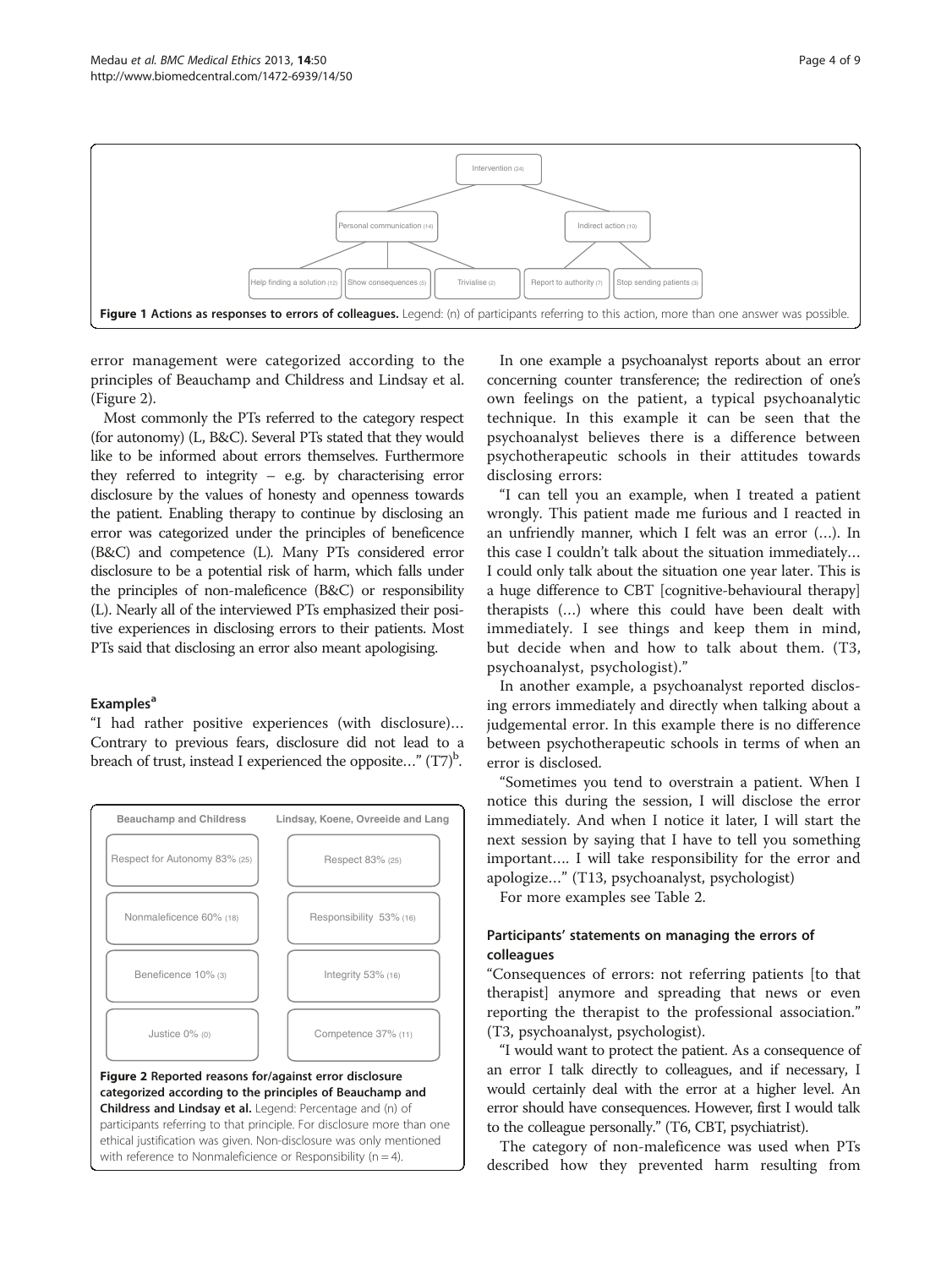Figure 1 **Actions as responses to errors of colleagues.** Legend: (n) of participants referring to this action, more than one answer was possible.

error management were categorized according to the principles of Beauchamp and Childress and Lindsay et al. (Figure 2).

Most commonly the PTs referred to the category respect (for autonomy) (L, B&C). Several PTs stated that they would like to be informed about errors themselves. Furthermore they referred to integrity – e.g. by characterising error disclosure by the values of honesty and openness towards the patient. Enabling therapy to continue by disclosing an error was categorized under the principles of beneficence (B&C) and competence (L). Many PTs considered error disclosure to be a potential risk of harm, which falls under the principles of non-maleficence (B&C) or responsibility (L). Nearly all of the interviewed PTs emphasized their positive experiences in disclosing errors to their patients. Most PTs said that disclosing an error also meant apologising.

### Examples[a]

"I had rather positive experiences (with disclosure)… Contrary to previous fears, disclosure did not lead to a breach of trust, instead I experienced the opposite…" (T7)[b].

Figure 2 **Reported reasons for/against error disclosure categorized according to the principles of Beauchamp and Childress and Lindsay et al.** Legend: Percentage and (n) of participants referring to that principle. For disclosure more than one ethical justification was given. Non-disclosure was only mentioned with reference to Nonmaleficience or Responsibility (n = 4).

In one example a psychoanalyst reports about an error concerning counter transference; the redirection of one's own feelings on the patient, a typical psychoanalytic technique. In this example it can be seen that the psychoanalyst believes there is a difference between psychotherapeutic schools in their attitudes towards disclosing errors:

"I can tell you an example, when I treated a patient wrongly. This patient made me furious and I reacted in an unfriendly manner, which I felt was an error (…). In this case I couldn't talk about the situation immediately… I could only talk about the situation one year later. This is a huge difference to CBT [cognitive-behavioural therapy] therapists (…) where this could have been dealt with immediately. I see things and keep them in mind, but decide when and how to talk about them. (T3, psychoanalyst, psychologist)."

In another example, a psychoanalyst reported disclosing errors immediately and directly when talking about a judgemental error. In this example there is no difference between psychotherapeutic schools in terms of when an error is disclosed.

"Sometimes you tend to overstrain a patient. When I notice this during the session, I will disclose the error immediately. And when I notice it later, I will start the next session by saying that I have to tell you something important…. I will take responsibility for the error and apologize…" (T13, psychoanalyst, psychologist)

For more examples see Table 2.

### Participants' statements on managing the errors of colleagues

"Consequences of errors: not referring patients [to that therapist] anymore and spreading that news or even reporting the therapist to the professional association." (T3, psychoanalyst, psychologist).

"I would want to protect the patient. As a consequence of an error I talk directly to colleagues, and if necessary, I would certainly deal with the error at a higher level. An error should have consequences. However, first I would talk to the colleague personally." (T6, CBT, psychiatrist).

The category of non-maleficence was used when PTs described how they prevented harm resulting from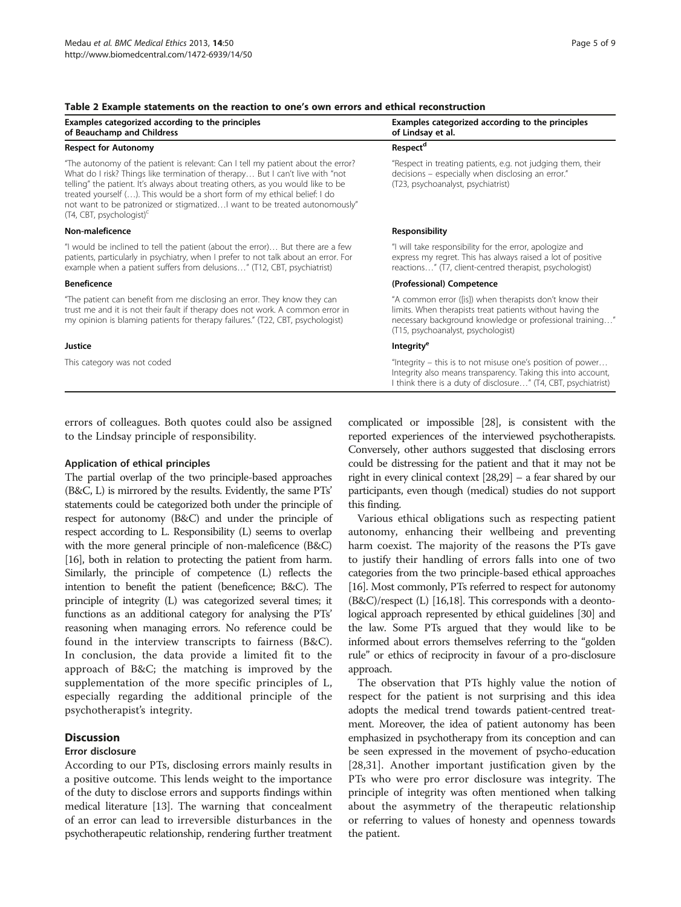**Table 2 Example statements on the reaction to one's own errors and ethical reconstruction**

| Examples categorized according to the principles of Beauchamp and Childress | Examples categorized according to the principles of Lindsay et al. |
| --- | --- |
| **Respect for Autonomy** | **Respect**[d] |
| "The autonomy of the patient is relevant: Can I tell my patient about the error? What do I risk? Things like termination of therapy… But I can't live with "not telling" the patient. It's always about treating others, as you would like to be treated yourself (…). This would be a short form of my ethical belief: I do not want to be patronized or stigmatized…I want to be treated autonomously" (T4, CBT, psychologist)[c] | "Respect in treating patients, e.g. not judging them, their decisions – especially when disclosing an error." (T23, psychoanalyst, psychiatrist) |
| **Non-maleficence** | **Responsibility** |
| "I would be inclined to tell the patient (about the error)… But there are a few patients, particularly in psychiatry, when I prefer to not talk about an error. For example when a patient suffers from delusions…" (T12, CBT, psychiatrist) | "I will take responsibility for the error, apologize and express my regret. This has always raised a lot of positive reactions…" (T7, client-centred therapist, psychologist) |
| **Beneficence** | **(Professional) Competence** |
| "The patient can benefit from me disclosing an error. They know they can trust me and it is not their fault if therapy does not work. A common error in my opinion is blaming patients for therapy failures." (T22, CBT, psychologist) | "A common error ([is]) when therapists don't know their limits. When therapists treat patients without having the necessary background knowledge or professional training…" (T15, psychoanalyst, psychologist) |
| **Justice** | **Integrity**[e] |
| This category was not coded | "Integrity – this is to not misuse one's position of power… Integrity also means transparency. Taking this into account, I think there is a duty of disclosure…" (T4, CBT, psychiatrist) |

errors of colleagues. Both quotes could also be assigned to the Lindsay principle of responsibility.

### Application of ethical principles

The partial overlap of the two principle-based approaches (B&C, L) is mirrored by the results. Evidently, the same PTs' statements could be categorized both under the principle of respect for autonomy (B&C) and under the principle of respect according to L. Responsibility (L) seems to overlap with the more general principle of non-maleficence (B&C) [16], both in relation to protecting the patient from harm. Similarly, the principle of competence (L) reflects the intention to benefit the patient (beneficence; B&C). The principle of integrity (L) was categorized several times; it functions as an additional category for analysing the PTs' reasoning when managing errors. No reference could be found in the interview transcripts to fairness (B&C). In conclusion, the data provide a limited fit to the approach of B&C; the matching is improved by the supplementation of the more specific principles of L, especially regarding the additional principle of the psychotherapist's integrity.

## Discussion

### Error disclosure

According to our PTs, disclosing errors mainly results in a positive outcome. This lends weight to the importance of the duty to disclose errors and supports findings within medical literature [13]. The warning that concealment of an error can lead to irreversible disturbances in the psychotherapeutic relationship, rendering further treatment complicated or impossible [28], is consistent with the reported experiences of the interviewed psychotherapists. Conversely, other authors suggested that disclosing errors could be distressing for the patient and that it may not be right in every clinical context [28,29] – a fear shared by our participants, even though (medical) studies do not support this finding.

Various ethical obligations such as respecting patient autonomy, enhancing their wellbeing and preventing harm coexist. The majority of the reasons the PTs gave to justify their handling of errors falls into one of two categories from the two principle-based ethical approaches [16]. Most commonly, PTs referred to respect for autonomy (B&C)/respect (L) [16,18]. This corresponds with a deontological approach represented by ethical guidelines [30] and the law. Some PTs argued that they would like to be informed about errors themselves referring to the "golden rule" or ethics of reciprocity in favour of a pro-disclosure approach.

The observation that PTs highly value the notion of respect for the patient is not surprising and this idea adopts the medical trend towards patient-centred treatment. Moreover, the idea of patient autonomy has been emphasized in psychotherapy from its conception and can be seen expressed in the movement of psycho-education [28,31]. Another important justification given by the PTs who were pro error disclosure was integrity. The principle of integrity was often mentioned when talking about the asymmetry of the therapeutic relationship or referring to values of honesty and openness towards the patient.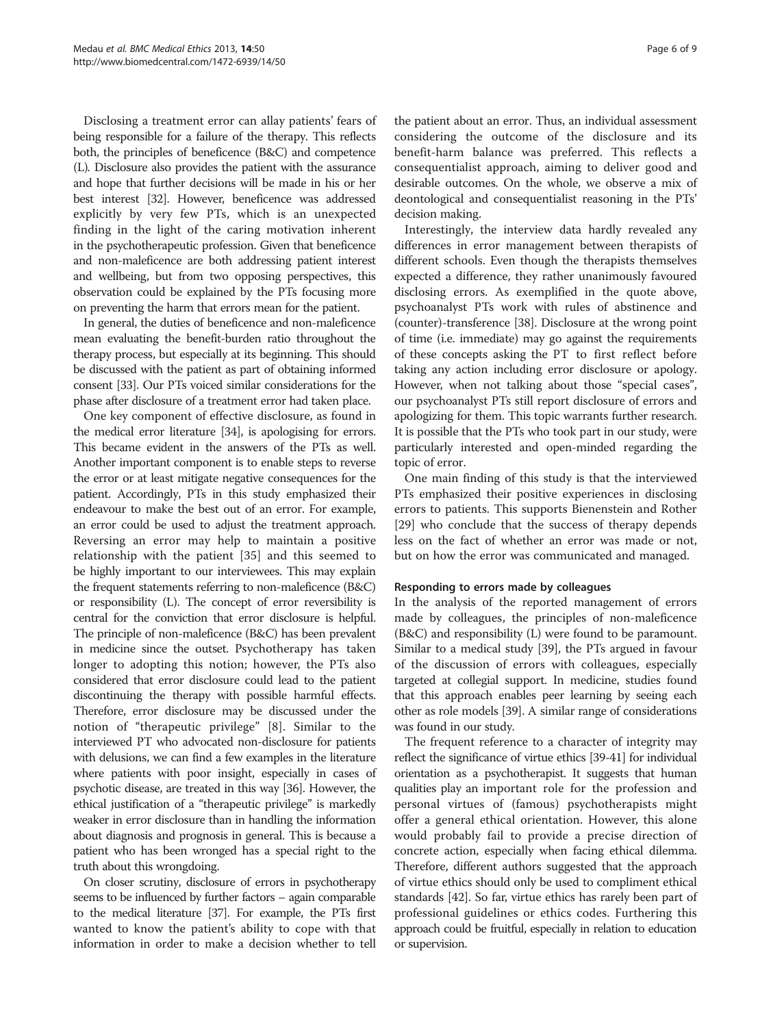Disclosing a treatment error can allay patients' fears of being responsible for a failure of the therapy. This reflects both, the principles of beneficence (B&C) and competence (L). Disclosure also provides the patient with the assurance and hope that further decisions will be made in his or her best interest [32]. However, beneficence was addressed explicitly by very few PTs, which is an unexpected finding in the light of the caring motivation inherent in the psychotherapeutic profession. Given that beneficence and non-maleficence are both addressing patient interest and wellbeing, but from two opposing perspectives, this observation could be explained by the PTs focusing more on preventing the harm that errors mean for the patient.

In general, the duties of beneficence and non-maleficence mean evaluating the benefit-burden ratio throughout the therapy process, but especially at its beginning. This should be discussed with the patient as part of obtaining informed consent [33]. Our PTs voiced similar considerations for the phase after disclosure of a treatment error had taken place.

One key component of effective disclosure, as found in the medical error literature [34], is apologising for errors. This became evident in the answers of the PTs as well. Another important component is to enable steps to reverse the error or at least mitigate negative consequences for the patient. Accordingly, PTs in this study emphasized their endeavour to make the best out of an error. For example, an error could be used to adjust the treatment approach. Reversing an error may help to maintain a positive relationship with the patient [35] and this seemed to be highly important to our interviewees. This may explain the frequent statements referring to non-maleficence (B&C) or responsibility (L). The concept of error reversibility is central for the conviction that error disclosure is helpful. The principle of non-maleficence (B&C) has been prevalent in medicine since the outset. Psychotherapy has taken longer to adopting this notion; however, the PTs also considered that error disclosure could lead to the patient discontinuing the therapy with possible harmful effects. Therefore, error disclosure may be discussed under the notion of "therapeutic privilege" [8]. Similar to the interviewed PT who advocated non-disclosure for patients with delusions, we can find a few examples in the literature where patients with poor insight, especially in cases of psychotic disease, are treated in this way [36]. However, the ethical justification of a "therapeutic privilege" is markedly weaker in error disclosure than in handling the information about diagnosis and prognosis in general. This is because a patient who has been wronged has a special right to the truth about this wrongdoing.

On closer scrutiny, disclosure of errors in psychotherapy seems to be influenced by further factors – again comparable to the medical literature [37]. For example, the PTs first wanted to know the patient's ability to cope with that information in order to make a decision whether to tell the patient about an error. Thus, an individual assessment considering the outcome of the disclosure and its benefit-harm balance was preferred. This reflects a consequentialist approach, aiming to deliver good and desirable outcomes. On the whole, we observe a mix of deontological and consequentialist reasoning in the PTs' decision making.

Interestingly, the interview data hardly revealed any differences in error management between therapists of different schools. Even though the therapists themselves expected a difference, they rather unanimously favoured disclosing errors. As exemplified in the quote above, psychoanalyst PTs work with rules of abstinence and (counter)-transference [38]. Disclosure at the wrong point of time (i.e. immediate) may go against the requirements of these concepts asking the PT to first reflect before taking any action including error disclosure or apology. However, when not talking about those "special cases", our psychoanalyst PTs still report disclosure of errors and apologizing for them. This topic warrants further research. It is possible that the PTs who took part in our study, were particularly interested and open-minded regarding the topic of error.

One main finding of this study is that the interviewed PTs emphasized their positive experiences in disclosing errors to patients. This supports Bienenstein and Rother [29] who conclude that the success of therapy depends less on the fact of whether an error was made or not, but on how the error was communicated and managed.

#### Responding to errors made by colleagues

In the analysis of the reported management of errors made by colleagues, the principles of non-maleficence (B&C) and responsibility (L) were found to be paramount. Similar to a medical study [39], the PTs argued in favour of the discussion of errors with colleagues, especially targeted at collegial support. In medicine, studies found that this approach enables peer learning by seeing each other as role models [39]. A similar range of considerations was found in our study.

The frequent reference to a character of integrity may reflect the significance of virtue ethics [39-41] for individual orientation as a psychotherapist. It suggests that human qualities play an important role for the profession and personal virtues of (famous) psychotherapists might offer a general ethical orientation. However, this alone would probably fail to provide a precise direction of concrete action, especially when facing ethical dilemma. Therefore, different authors suggested that the approach of virtue ethics should only be used to compliment ethical standards [42]. So far, virtue ethics has rarely been part of professional guidelines or ethics codes. Furthering this approach could be fruitful, especially in relation to education or supervision.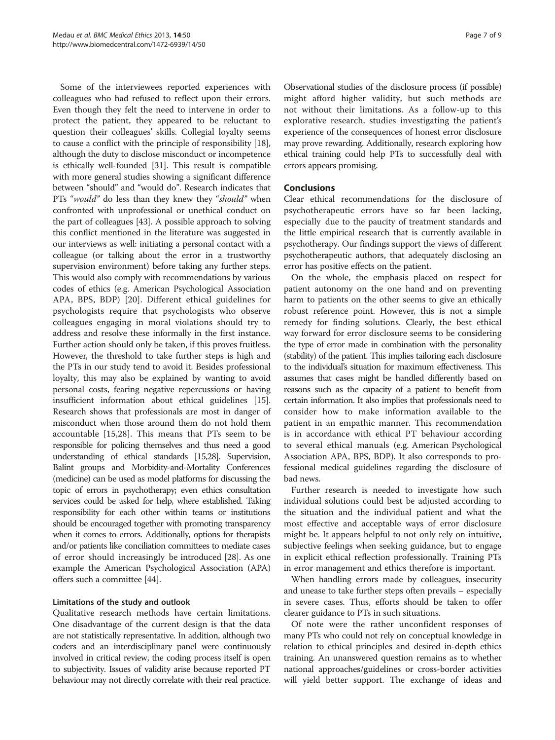Some of the interviewees reported experiences with colleagues who had refused to reflect upon their errors. Even though they felt the need to intervene in order to protect the patient, they appeared to be reluctant to question their colleagues' skills. Collegial loyalty seems to cause a conflict with the principle of responsibility [18], although the duty to disclose misconduct or incompetence is ethically well-founded [31]. This result is compatible with more general studies showing a significant difference between "should" and "would do". Research indicates that PTs "*would*" do less than they knew they "*should*" when confronted with unprofessional or unethical conduct on the part of colleagues [43]. A possible approach to solving this conflict mentioned in the literature was suggested in our interviews as well: initiating a personal contact with a colleague (or talking about the error in a trustworthy supervision environment) before taking any further steps. This would also comply with recommendations by various codes of ethics (e.g. American Psychological Association APA, BPS, BDP) [20]. Different ethical guidelines for psychologists require that psychologists who observe colleagues engaging in moral violations should try to address and resolve these informally in the first instance. Further action should only be taken, if this proves fruitless. However, the threshold to take further steps is high and the PTs in our study tend to avoid it. Besides professional loyalty, this may also be explained by wanting to avoid personal costs, fearing negative repercussions or having insufficient information about ethical guidelines [15]. Research shows that professionals are most in danger of misconduct when those around them do not hold them accountable [15,28]. This means that PTs seem to be responsible for policing themselves and thus need a good understanding of ethical standards [15,28]. Supervision, Balint groups and Morbidity-and-Mortality Conferences (medicine) can be used as model platforms for discussing the topic of errors in psychotherapy; even ethics consultation services could be asked for help, where established. Taking responsibility for each other within teams or institutions should be encouraged together with promoting transparency when it comes to errors. Additionally, options for therapists and/or patients like conciliation committees to mediate cases of error should increasingly be introduced [28]. As one example the American Psychological Association (APA) offers such a committee [44].

### Limitations of the study and outlook

Qualitative research methods have certain limitations. One disadvantage of the current design is that the data are not statistically representative. In addition, although two coders and an interdisciplinary panel were continuously involved in critical review, the coding process itself is open to subjectivity. Issues of validity arise because reported PT behaviour may not directly correlate with their real practice. Observational studies of the disclosure process (if possible) might afford higher validity, but such methods are not without their limitations. As a follow-up to this explorative research, studies investigating the patient's experience of the consequences of honest error disclosure may prove rewarding. Additionally, research exploring how ethical training could help PTs to successfully deal with errors appears promising.

## Conclusions

Clear ethical recommendations for the disclosure of psychotherapeutic errors have so far been lacking, especially due to the paucity of treatment standards and the little empirical research that is currently available in psychotherapy. Our findings support the views of different psychotherapeutic authors, that adequately disclosing an error has positive effects on the patient.

On the whole, the emphasis placed on respect for patient autonomy on the one hand and on preventing harm to patients on the other seems to give an ethically robust reference point. However, this is not a simple remedy for finding solutions. Clearly, the best ethical way forward for error disclosure seems to be considering the type of error made in combination with the personality (stability) of the patient. This implies tailoring each disclosure to the individual's situation for maximum effectiveness. This assumes that cases might be handled differently based on reasons such as the capacity of a patient to benefit from certain information. It also implies that professionals need to consider how to make information available to the patient in an empathic manner. This recommendation is in accordance with ethical PT behaviour according to several ethical manuals (e.g. American Psychological Association APA, BPS, BDP). It also corresponds to professional medical guidelines regarding the disclosure of bad news.

Further research is needed to investigate how such individual solutions could best be adjusted according to the situation and the individual patient and what the most effective and acceptable ways of error disclosure might be. It appears helpful to not only rely on intuitive, subjective feelings when seeking guidance, but to engage in explicit ethical reflection professionally. Training PTs in error management and ethics therefore is important.

When handling errors made by colleagues, insecurity and unease to take further steps often prevails – especially in severe cases. Thus, efforts should be taken to offer clearer guidance to PTs in such situations.

Of note were the rather unconfident responses of many PTs who could not rely on conceptual knowledge in relation to ethical principles and desired in-depth ethics training. An unanswered question remains as to whether national approaches/guidelines or cross-border activities will yield better support. The exchange of ideas and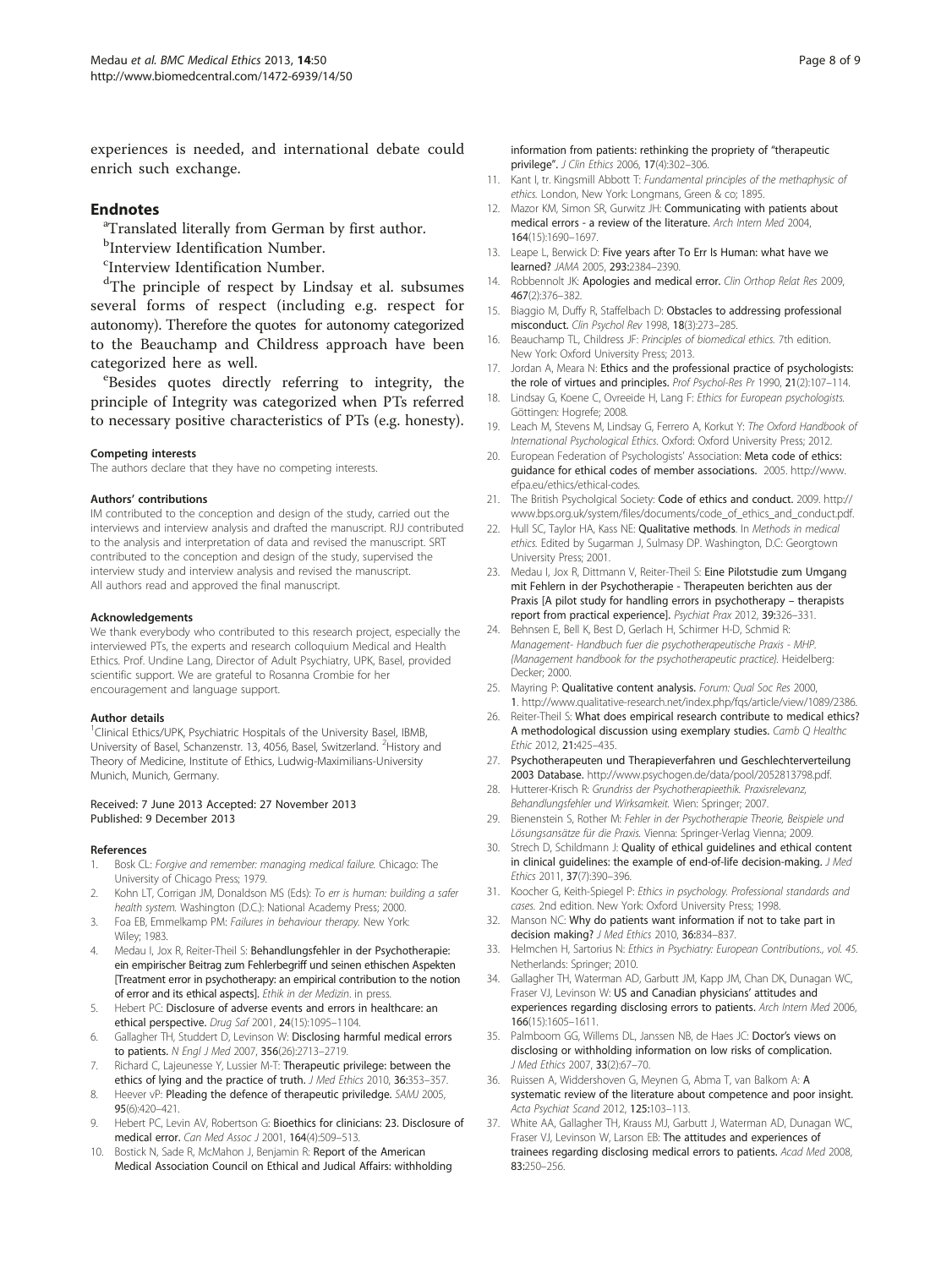experiences is needed, and international debate could enrich such exchange.

## Endnotes

[a]Translated literally from German by first author.

[b]Interview Identification Number.

[c]Interview Identification Number.

[d]The principle of respect by Lindsay et al. subsumes several forms of respect (including e.g. respect for autonomy). Therefore the quotes for autonomy categorized to the Beauchamp and Childress approach have been categorized here as well.

[e]Besides quotes directly referring to integrity, the principle of Integrity was categorized when PTs referred to necessary positive characteristics of PTs (e.g. honesty).

#### Competing interests

The authors declare that they have no competing interests.

#### Authors' contributions

IM contributed to the conception and design of the study, carried out the interviews and interview analysis and drafted the manuscript. RJJ contributed to the analysis and interpretation of data and revised the manuscript. SRT contributed to the conception and design of the study, supervised the interview study and interview analysis and revised the manuscript. All authors read and approved the final manuscript.

#### Acknowledgements

We thank everybody who contributed to this research project, especially the interviewed PTs, the experts and research colloquium Medical and Health Ethics. Prof. Undine Lang, Director of Adult Psychiatry, UPK, Basel, provided scientific support. We are grateful to Rosanna Crombie for her encouragement and language support.

#### Author details

[1]Clinical Ethics/UPK, Psychiatric Hospitals of the University Basel, IBMB, University of Basel, Schanzenstr. 13, 4056, Basel, Switzerland. [2]History and Theory of Medicine, Institute of Ethics, Ludwig-Maximilians-University Munich, Munich, Germany.

Received: 7 June 2013 Accepted: 27 November 2013
Published: 9 December 2013

#### References

1. Bosk CL: *Forgive and remember: managing medical failure.* Chicago: The University of Chicago Press; 1979.
2. Kohn LT, Corrigan JM, Donaldson MS (Eds): *To err is human: building a safer health system.* Washington (D.C.): National Academy Press; 2000.
3. Foa EB, Emmelkamp PM: *Failures in behaviour therapy.* New York: Wiley; 1983.
4. Medau I, Jox R, Reiter-Theil S: **Behandlungsfehler in der Psychotherapie: ein empirischer Beitrag zum Fehlerbegriff und seinen ethischen Aspekten [Treatment error in psychotherapy: an empirical contribution to the notion of error and its ethical aspects].** *Ethik in der Medizin*. in press.
5. Hebert PC: **Disclosure of adverse events and errors in healthcare: an ethical perspective.** *Drug Saf* 2001, **24**(15):1095–1104.
6. Gallagher TH, Studdert D, Levinson W: **Disclosing harmful medical errors to patients.** *N Engl J Med* 2007, **356**(26):2713–2719.
7. Richard C, Lajeunesse Y, Lussier M-T: **Therapeutic privilege: between the ethics of lying and the practice of truth.** *J Med Ethics* 2010, **36:**353–357.
8. Heever vP: **Pleading the defence of therapeutic priviledge.** *SAMJ* 2005, **95**(6):420–421.
9. Hebert PC, Levin AV, Robertson G: **Bioethics for clinicians: 23. Disclosure of medical error.** *Can Med Assoc J* 2001, **164**(4):509–513.
10. Bostick N, Sade R, McMahon J, Benjamin R: **Report of the American Medical Association Council on Ethical and Judical Affairs: withholding information from patients: rethinking the propriety of "therapeutic privilege".** *J Clin Ethics* 2006, **17**(4):302–306.
11. Kant I, tr. Kingsmill Abbott T: *Fundamental principles of the methaphysic of ethics.* London, New York: Longmans, Green & co; 1895.
12. Mazor KM, Simon SR, Gurwitz JH: **Communicating with patients about medical errors - a review of the literature.** *Arch Intern Med* 2004, **164**(15):1690–1697.
13. Leape L, Berwick D: **Five years after To Err Is Human: what have we learned?** *JAMA* 2005, **293:**2384–2390.
14. Robbennolt JK: **Apologies and medical error.** *Clin Orthop Relat Res* 2009, **467**(2):376–382.
15. Biaggio M, Duffy R, Staffelbach D: **Obstacles to addressing professional misconduct.** *Clin Psychol Rev* 1998, **18**(3):273–285.
16. Beauchamp TL, Childress JF: *Principles of biomedical ethics.* 7th edition. New York: Oxford University Press; 2013.
17. Jordan A, Meara N: **Ethics and the professional practice of psychologists: the role of virtues and principles.** *Prof Psychol-Res Pr* 1990, **21**(2):107–114.
18. Lindsay G, Koene C, Ovreeide H, Lang F: *Ethics for European psychologists.* Göttingen: Hogrefe; 2008.
19. Leach M, Stevens M, Lindsay G, Ferrero A, Korkut Y: *The Oxford Handbook of International Psychological Ethics.* Oxford: Oxford University Press; 2012.
20. European Federation of Psychologists' Association: **Meta code of ethics: guidance for ethical codes of member associations.** 2005. http://www.efpa.eu/ethics/ethical-codes.
21. The British Psycholgical Society: **Code of ethics and conduct.** 2009. http://www.bps.org.uk/system/files/documents/code_of_ethics_and_conduct.pdf.
22. Hull SC, Taylor HA, Kass NE: **Qualitative methods.** In *Methods in medical ethics.* Edited by Sugarman J, Sulmasy DP. Washington, D.C: Georgtown University Press; 2001.
23. Medau I, Jox R, Dittmann V, Reiter-Theil S: **Eine Pilotstudie zum Umgang mit Fehlern in der Psychotherapie - Therapeuten berichten aus der Praxis [A pilot study for handling errors in psychotherapy – therapists report from practical experience].** *Psychiat Prax* 2012, **39:**326–331.
24. Behnsen E, Bell K, Best D, Gerlach H, Schirmer H-D, Schmid R: *Management- Handbuch fuer die psychotherapeutische Praxis - MHP. [Management handbook for the psychotherapeutic practice].* Heidelberg: Decker; 2000.
25. Mayring P: **Qualitative content analysis.** *Forum: Qual Soc Res* 2000, **1**. http://www.qualitative-research.net/index.php/fqs/article/view/1089/2386.
26. Reiter-Theil S: **What does empirical research contribute to medical ethics? A methodological discussion using exemplary studies.** *Camb Q Healthc Ethic* 2012, **21:**425–435.
27. **Psychotherapeuten und Therapieverfahren und Geschlechterverteilung 2003 Database.** http://www.psychogen.de/data/pool/2052813798.pdf.
28. Hutterer-Krisch R: *Grundriss der Psychotherapieethik. Praxisrelevanz, Behandlungsfehler und Wirksamkeit.* Wien: Springer; 2007.
29. Bienenstein S, Rother M: *Fehler in der Psychotherapie Theorie, Beispiele und Lösungsansätze für die Praxis.* Vienna: Springer-Verlag Vienna; 2009.
30. Strech D, Schildmann J: **Quality of ethical guidelines and ethical content in clinical guidelines: the example of end-of-life decision-making.** *J Med Ethics* 2011, **37**(7):390–396.
31. Koocher G, Keith-Spiegel P: *Ethics in psychology. Professional standards and cases.* 2nd edition. New York: Oxford University Press; 1998.
32. Manson NC: **Why do patients want information if not to take part in decision making?** *J Med Ethics* 2010, **36:**834–837.
33. Helmchen H, Sartorius N: *Ethics in Psychiatry: European Contributions., vol. 45.* Netherlands: Springer; 2010.
34. Gallagher TH, Waterman AD, Garbutt JM, Kapp JM, Chan DK, Dunagan WC, Fraser VJ, Levinson W: **US and Canadian physicians' attitudes and experiences regarding disclosing errors to patients.** *Arch Intern Med* 2006, **166**(15):1605–1611.
35. Palmboom GG, Willems DL, Janssen NB, de Haes JC: **Doctor's views on disclosing or withholding information on low risks of complication.** *J Med Ethics* 2007, **33**(2):67–70.
36. Ruissen A, Widdershoven G, Meynen G, Abma T, van Balkom A: **A systematic review of the literature about competence and poor insight.** *Acta Psychiat Scand* 2012, **125:**103–113.
37. White AA, Gallagher TH, Krauss MJ, Garbutt J, Waterman AD, Dunagan WC, Fraser VJ, Levinson W, Larson EB: **The attitudes and experiences of trainees regarding disclosing medical errors to patients.** *Acad Med* 2008, **83:**250–256.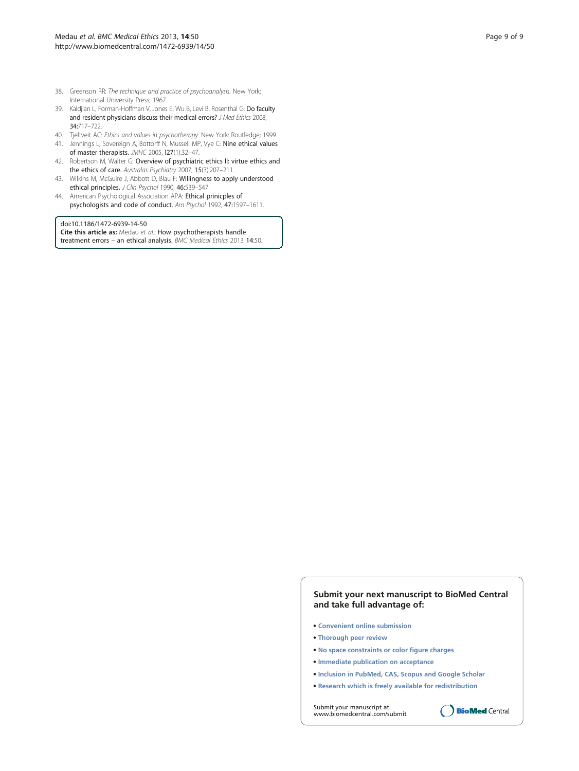38. Greenson RR: *The technique and practice of psychoanalysis.* New York: International University Press; 1967.
39. Kaldjian L, Forman-Hoffman V, Jones E, Wu B, Levi B, Rosenthal G: **Do faculty and resident physicians discuss their medical errors?** *J Med Ethics* 2008, **34:**717–722.
40. Tjeltveit AC: *Ethics and values in psychotherapy.* New York: Routledge; 1999.
41. Jennings L, Sovereign A, Bottorff N, Mussell MP, Vye C: **Nine ethical values of master therapists.** *JMHC* 2005, **I27**(1):32–47.
42. Robertson M, Walter G: **Overview of psychiatric ethics II: virtue ethics and the ethics of care.** *Australas Psychiatry* 2007, **15**(3):207–211.
43. Wilkins M, McGuire J, Abbott D, Blau F: **Willingness to apply understood ethical principles.** *J Clin Psychol* 1990, **46:**539–547.
44. American Psychological Association APA: **Ethical prinicples of psychologists and code of conduct.** *Am Psychol* 1992, **47:**1597–1611.

doi:10.1186/1472-6939-14-50
**Cite this article as:** Medau *et al.*: How psychotherapists handle treatment errors – an ethical analysis. *BMC Medical Ethics* 2013 **14**:50.

**Submit your next manuscript to BioMed Central and take full advantage of:**

- **Convenient online submission**
- **Thorough peer review**
- **No space constraints or color figure charges**
- **Immediate publication on acceptance**
- **Inclusion in PubMed, CAS, Scopus and Google Scholar**
- **Research which is freely available for redistribution**

Submit your manuscript at
www.biomedcentral.com/submit